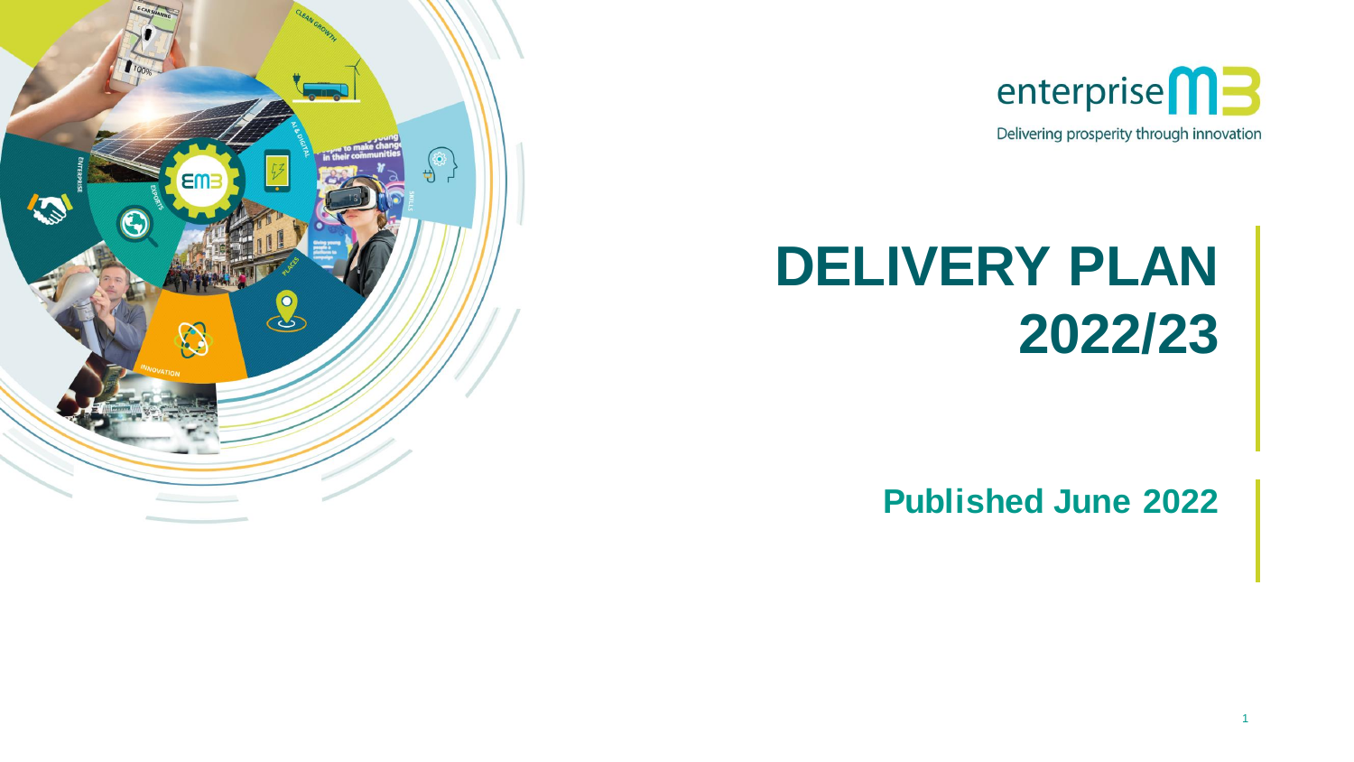enterprise M3

Delivering prosperity through innovation

# DELIVERY PLAN 2022/23

**Published June 2022**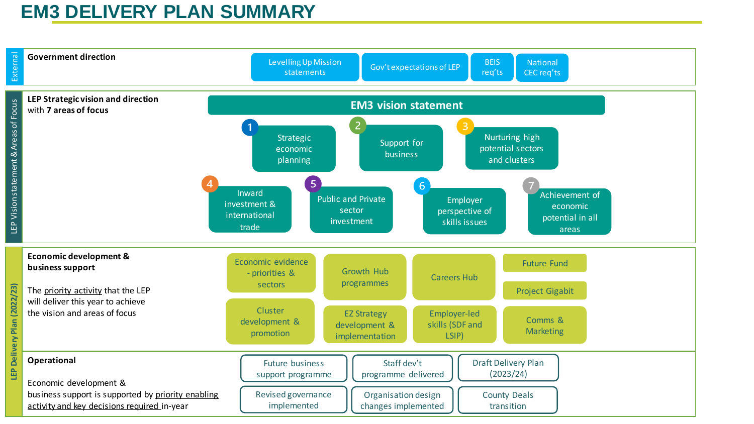# EM3 DELIVERY PLAN SUMMARY

## External

**Government direction**

- Levelling Up Mission statements
- Gov't expectations of LEP
- BEIS req'ts
- National CEC req'ts

## LEP Vision statement & Areas of Focus

**LEP Strategic vision and direction** with **7 areas of focus**

**EM3 vision statement**

1. Strategic economic planning
2. Support for business
3. Nurturing high potential sectors and clusters
4. Inward investment & international trade
5. Public and Private sector investment
6. Employer perspective of skills issues
7. Achievement of economic potential in all areas

## LEP Delivery Plan (2022/23)

**Economic development & business support**

The priority activity that the LEP will deliver this year to achieve the vision and areas of focus

- Economic evidence - priorities & sectors
- Growth Hub programmes
- Careers Hub
- Future Fund
- Project Gigabit
- Cluster development & promotion
- EZ Strategy development & implementation
- Employer-led skills (SDF and LSIP)
- Comms & Marketing

**Operational**

Economic development & business support is supported by priority enabling activity and key decisions required in-year

- Future business support programme
- Staff dev't programme delivered
- Draft Delivery Plan (2023/24)
- Revised governance implemented
- Organisation design changes implemented
- County Deals transition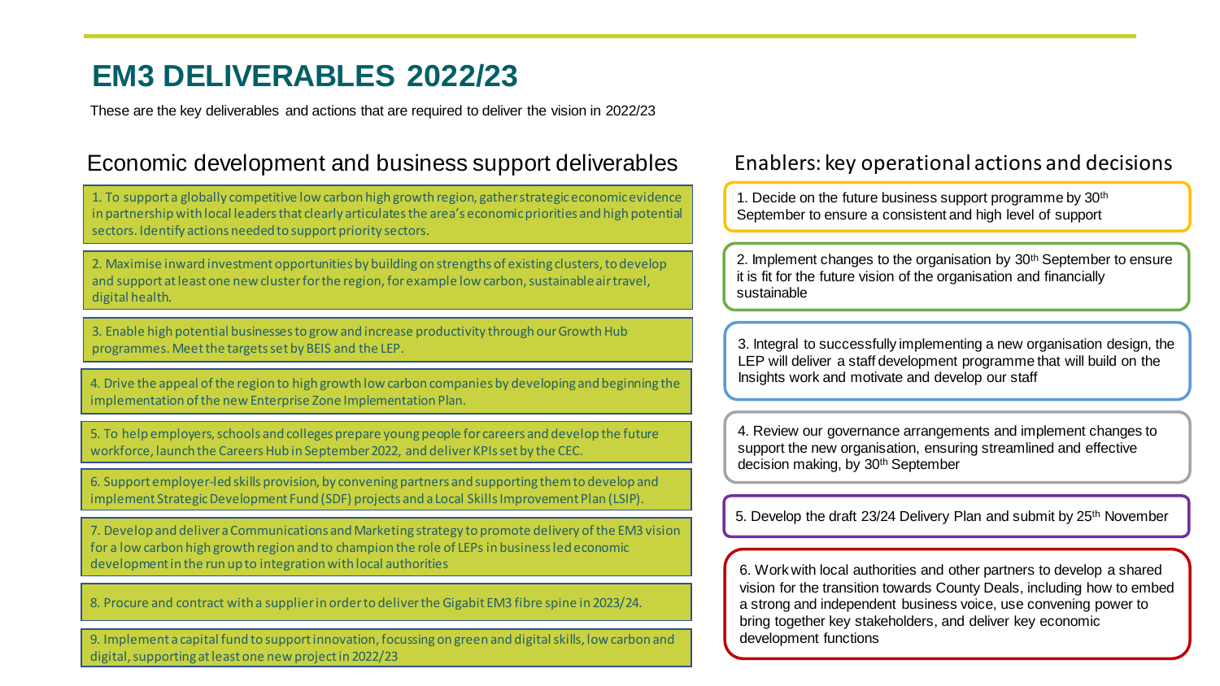# EM3 DELIVERABLES 2022/23

These are the key deliverables and actions that are required to deliver the vision in 2022/23

## Economic development and business support deliverables

1. To support a globally competitive low carbon high growth region, gather strategic economic evidence in partnership with local leaders that clearly articulates the area's economic priorities and high potential sectors. Identify actions needed to support priority sectors.

2. Maximise inward investment opportunities by building on strengths of existing clusters, to develop and support at least one new cluster for the region, for example low carbon, sustainable air travel, digital health.

3. Enable high potential businesses to grow and increase productivity through our Growth Hub programmes. Meet the targets set by BEIS and the LEP.

4. Drive the appeal of the region to high growth low carbon companies by developing and beginning the implementation of the new Enterprise Zone Implementation Plan.

5. To help employers, schools and colleges prepare young people for careers and develop the future workforce, launch the Careers Hub in September 2022, and deliver KPIs set by the CEC.

6. Support employer-led skills provision, by convening partners and supporting them to develop and implement Strategic Development Fund (SDF) projects and a Local Skills Improvement Plan (LSIP).

7. Develop and deliver a Communications and Marketing strategy to promote delivery of the EM3 vision for a low carbon high growth region and to champion the role of LEPs in business led economic development in the run up to integration with local authorities

8. Procure and contract with a supplier in order to deliver the Gigabit EM3 fibre spine in 2023/24.

9. Implement a capital fund to support innovation, focussing on green and digital skills, low carbon and digital, supporting at least one new project in 2022/23

## Enablers: key operational actions and decisions

1. Decide on the future business support programme by 30th September to ensure a consistent and high level of support

2. Implement changes to the organisation by 30th September to ensure it is fit for the future vision of the organisation and financially sustainable

3. Integral to successfully implementing a new organisation design, the LEP will deliver a staff development programme that will build on the Insights work and motivate and develop our staff

4. Review our governance arrangements and implement changes to support the new organisation, ensuring streamlined and effective decision making, by 30th September

5. Develop the draft 23/24 Delivery Plan and submit by 25th November

6. Work with local authorities and other partners to develop a shared vision for the transition towards County Deals, including how to embed a strong and independent business voice, use convening power to bring together key stakeholders, and deliver key economic development functions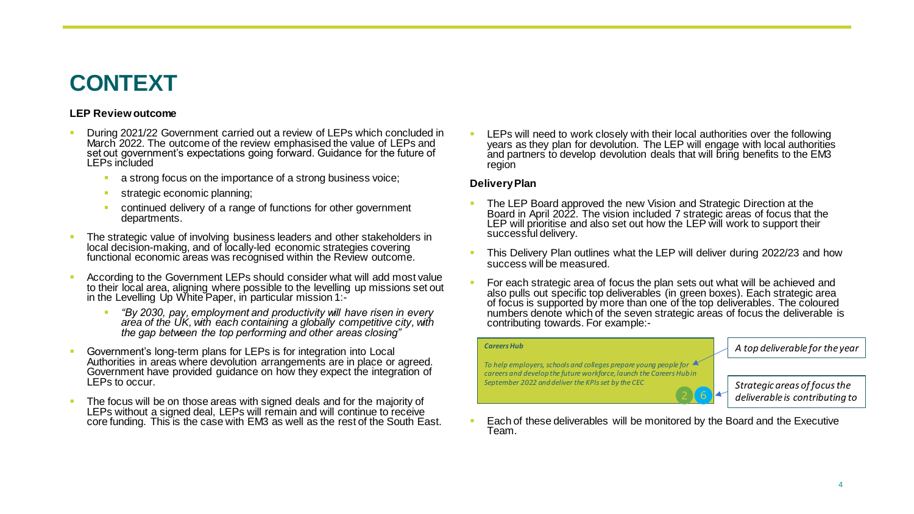# CONTEXT

**LEP Review outcome**

- During 2021/22 Government carried out a review of LEPs which concluded in March 2022. The outcome of the review emphasised the value of LEPs and set out government's expectations going forward. Guidance for the future of LEPs included
  - a strong focus on the importance of a strong business voice;
  - strategic economic planning;
  - continued delivery of a range of functions for other government departments.
- The strategic value of involving business leaders and other stakeholders in local decision-making, and of locally-led economic strategies covering functional economic areas was recognised within the Review outcome.
- According to the Government LEPs should consider what will add most value to their local area, aligning where possible to the levelling up missions set out in the Levelling Up White Paper, in particular mission 1:-
  - *"By 2030, pay, employment and productivity will have risen in every area of the UK, with each containing a globally competitive city, with the gap between the top performing and other areas closing"*
- Government's long-term plans for LEPs is for integration into Local Authorities in areas where devolution arrangements are in place or agreed. Government have provided guidance on how they expect the integration of LEPs to occur.
- The focus will be on those areas with signed deals and for the majority of LEPs without a signed deal, LEPs will remain and will continue to receive core funding. This is the case with EM3 as well as the rest of the South East.
- LEPs will need to work closely with their local authorities over the following years as they plan for devolution. The LEP will engage with local authorities and partners to develop devolution deals that will bring benefits to the EM3 region

**Delivery Plan**

- The LEP Board approved the new Vision and Strategic Direction at the Board in April 2022. The vision included 7 strategic areas of focus that the LEP will prioritise and also set out how the LEP will work to support their successful delivery.
- This Delivery Plan outlines what the LEP will deliver during 2022/23 and how success will be measured.
- For each strategic area of focus the plan sets out what will be achieved and also pulls out specific top deliverables (in green boxes). Each strategic area of focus is supported by more than one of the top deliverables. The coloured numbers denote which of the seven strategic areas of focus the deliverable is contributing towards. For example:-

> ***Careers Hub***
>
> *To help employers, schools and colleges prepare young people for careers and develop the future workforce, launch the Careers Hub in September 2022 and deliver the KPIs set by the CEC*
>
> 2 6

*A top deliverable for the year*

*Strategic areas of focus the deliverable is contributing to*

- Each of these deliverables will be monitored by the Board and the Executive Team.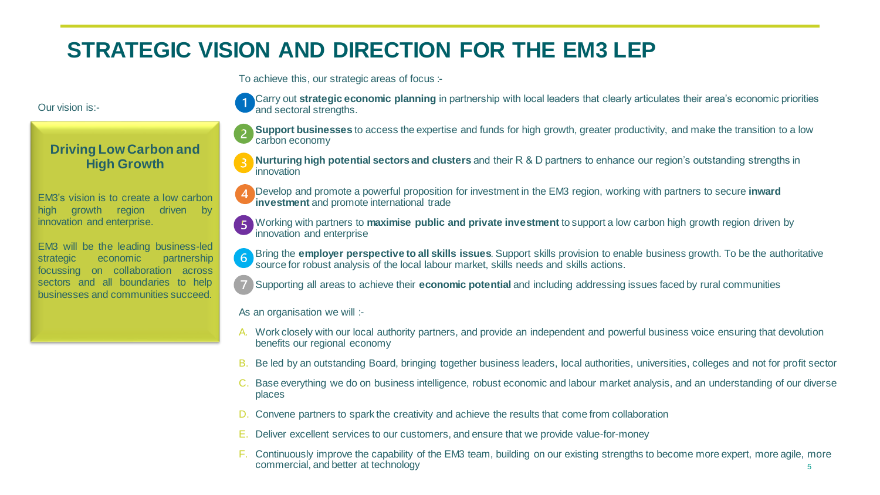# STRATEGIC VISION AND DIRECTION FOR THE EM3 LEP

Our vision is:-

### Driving Low Carbon and High Growth

EM3's vision is to create a low carbon high growth region driven by innovation and enterprise.

EM3 will be the leading business-led strategic economic partnership focussing on collaboration across sectors and all boundaries to help businesses and communities succeed.

To achieve this, our strategic areas of focus :-

1. Carry out **strategic economic planning** in partnership with local leaders that clearly articulates their area's economic priorities and sectoral strengths.
2. **Support businesses** to access the expertise and funds for high growth, greater productivity, and make the transition to a low carbon economy
3. **Nurturing high potential sectors and clusters** and their R & D partners to enhance our region's outstanding strengths in innovation
4. Develop and promote a powerful proposition for investment in the EM3 region, working with partners to secure **inward investment** and promote international trade
5. Working with partners to **maximise public and private investment** to support a low carbon high growth region driven by innovation and enterprise
6. Bring the **employer perspective to all skills issues**. Support skills provision to enable business growth. To be the authoritative source for robust analysis of the local labour market, skills needs and skills actions.
7. Supporting all areas to achieve their **economic potential** and including addressing issues faced by rural communities

As an organisation we will :-

A. Work closely with our local authority partners, and provide an independent and powerful business voice ensuring that devolution benefits our regional economy

B. Be led by an outstanding Board, bringing together business leaders, local authorities, universities, colleges and not for profit sector

C. Base everything we do on business intelligence, robust economic and labour market analysis, and an understanding of our diverse places

D. Convene partners to spark the creativity and achieve the results that come from collaboration

E. Deliver excellent services to our customers, and ensure that we provide value-for-money

F. Continuously improve the capability of the EM3 team, building on our existing strengths to become more expert, more agile, more commercial, and better at technology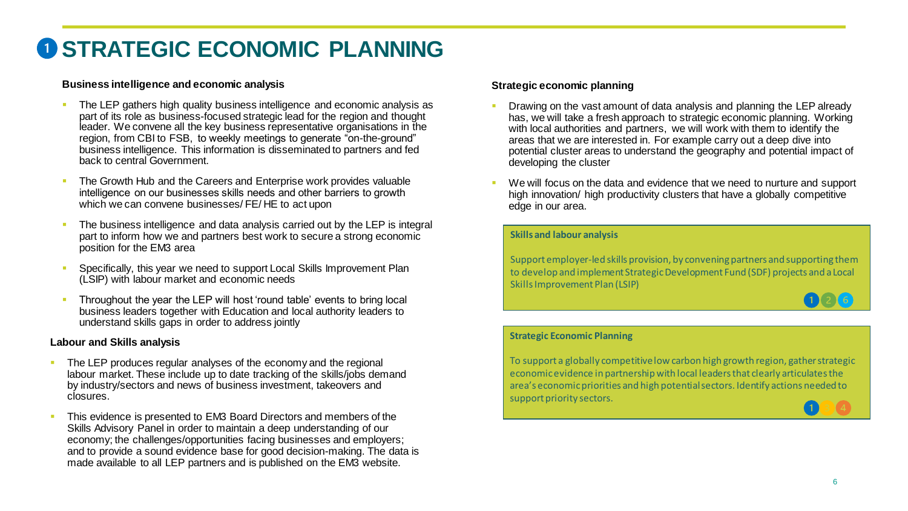# 1 STRATEGIC ECONOMIC PLANNING

### Business intelligence and economic analysis

- The LEP gathers high quality business intelligence and economic analysis as part of its role as business-focused strategic lead for the region and thought leader. We convene all the key business representative organisations in the region, from CBI to FSB, to weekly meetings to generate "on-the-ground" business intelligence. This information is disseminated to partners and fed back to central Government.
- The Growth Hub and the Careers and Enterprise work provides valuable intelligence on our businesses skills needs and other barriers to growth which we can convene businesses/ FE/ HE to act upon
- The business intelligence and data analysis carried out by the LEP is integral part to inform how we and partners best work to secure a strong economic position for the EM3 area
- Specifically, this year we need to support Local Skills Improvement Plan (LSIP) with labour market and economic needs
- Throughout the year the LEP will host 'round table' events to bring local business leaders together with Education and local authority leaders to understand skills gaps in order to address jointly

### Labour and Skills analysis

- The LEP produces regular analyses of the economy and the regional labour market. These include up to date tracking of the skills/jobs demand by industry/sectors and news of business investment, takeovers and closures.
- This evidence is presented to EM3 Board Directors and members of the Skills Advisory Panel in order to maintain a deep understanding of our economy; the challenges/opportunities facing businesses and employers; and to provide a sound evidence base for good decision-making. The data is made available to all LEP partners and is published on the EM3 website.

### Strategic economic planning

- Drawing on the vast amount of data analysis and planning the LEP already has, we will take a fresh approach to strategic economic planning. Working with local authorities and partners, we will work with them to identify the areas that we are interested in. For example carry out a deep dive into potential cluster areas to understand the geography and potential impact of developing the cluster
- We will focus on the data and evidence that we need to nurture and support high innovation/ high productivity clusters that have a globally competitive edge in our area.

**Skills and labour analysis**

Support employer-led skills provision, by convening partners and supporting them to develop and implement Strategic Development Fund (SDF) projects and a Local Skills Improvement Plan (LSIP)

1 2 6

**Strategic Economic Planning**

To support a globally competitive low carbon high growth region, gather strategic economic evidence in partnership with local leaders that clearly articulates the area's economic priorities and high potential sectors. Identify actions needed to support priority sectors.

1 3 4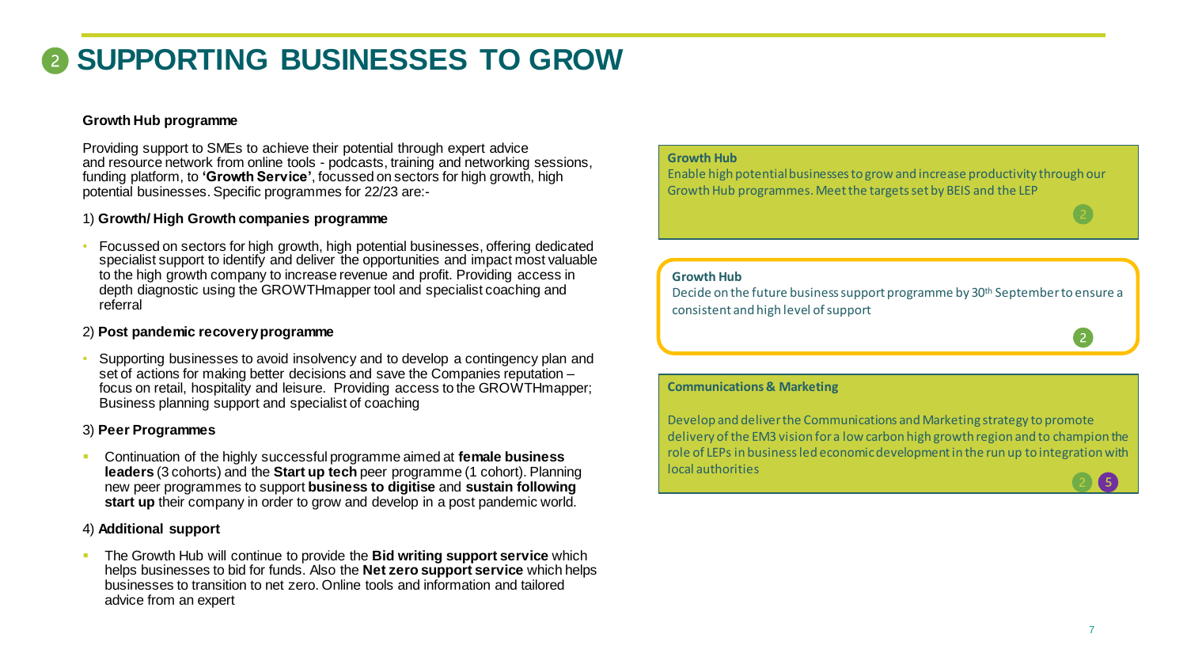# 2 SUPPORTING BUSINESSES TO GROW

**Growth Hub programme**

Providing support to SMEs to achieve their potential through expert advice and resource network from online tools - podcasts, training and networking sessions, funding platform, to **'Growth Service'**, focussed on sectors for high growth, high potential businesses. Specific programmes for 22/23 are:-

1) **Growth/ High Growth companies programme**

- Focussed on sectors for high growth, high potential businesses, offering dedicated specialist support to identify and deliver the opportunities and impact most valuable to the high growth company to increase revenue and profit. Providing access in depth diagnostic using the GROWTHmapper tool and specialist coaching and referral

2) **Post pandemic recovery programme**

- Supporting businesses to avoid insolvency and to develop a contingency plan and set of actions for making better decisions and save the Companies reputation – focus on retail, hospitality and leisure. Providing access to the GROWTHmapper; Business planning support and specialist of coaching

3) **Peer Programmes**

- Continuation of the highly successful programme aimed at **female business leaders** (3 cohorts) and the **Start up tech** peer programme (1 cohort). Planning new peer programmes to support **business to digitise** and **sustain following start up** their company in order to grow and develop in a post pandemic world.

4) **Additional support**

- The Growth Hub will continue to provide the **Bid writing support service** which helps businesses to bid for funds. Also the **Net zero support service** which helps businesses to transition to net zero. Online tools and information and tailored advice from an expert

**Growth Hub**

Enable high potential businesses to grow and increase productivity through our Growth Hub programmes. Meet the targets set by BEIS and the LEP

2

**Growth Hub**

Decide on the future business support programme by 30th September to ensure a consistent and high level of support

2

**Communications & Marketing**

Develop and deliver the Communications and Marketing strategy to promote delivery of the EM3 vision for a low carbon high growth region and to champion the role of LEPs in business led economic development in the run up to integration with local authorities

2 5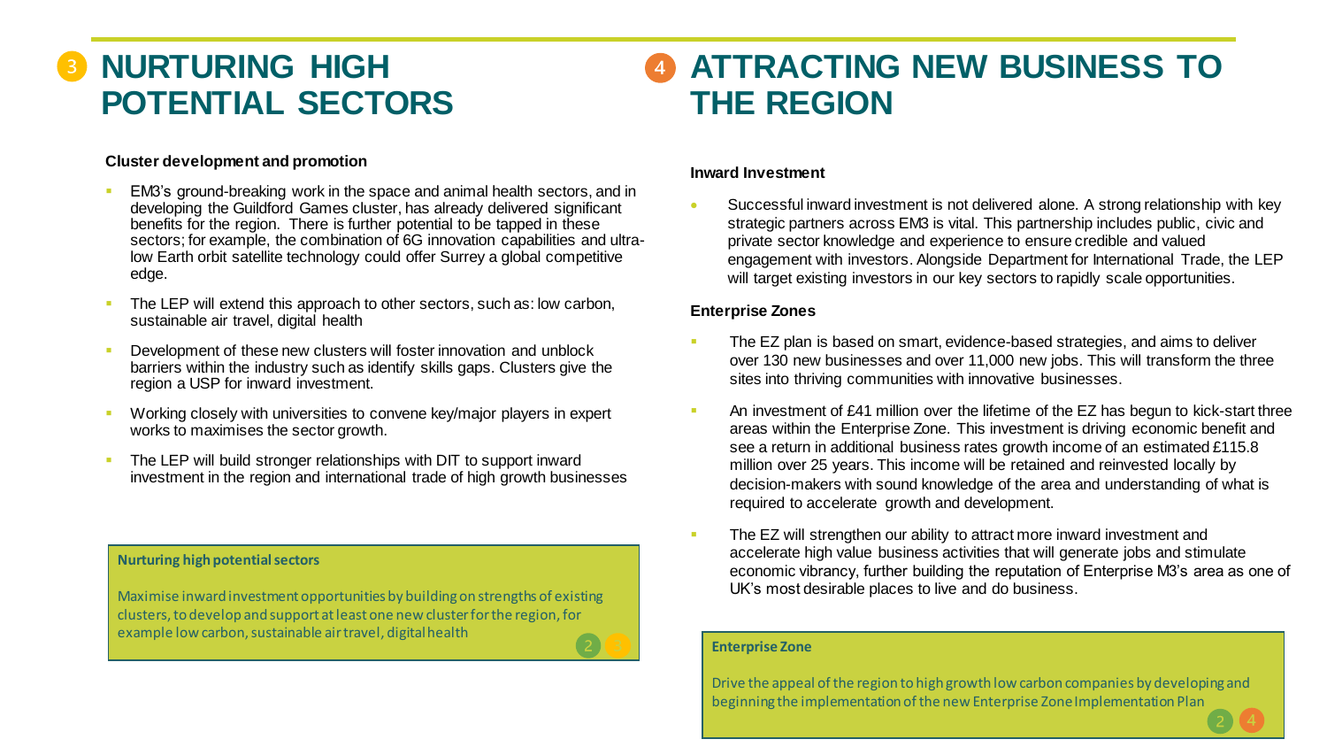## 3 NURTURING HIGH POTENTIAL SECTORS

**Cluster development and promotion**

- EM3's ground-breaking work in the space and animal health sectors, and in developing the Guildford Games cluster, has already delivered significant benefits for the region. There is further potential to be tapped in these sectors; for example, the combination of 6G innovation capabilities and ultra-low Earth orbit satellite technology could offer Surrey a global competitive edge.
- The LEP will extend this approach to other sectors, such as: low carbon, sustainable air travel, digital health
- Development of these new clusters will foster innovation and unblock barriers within the industry such as identify skills gaps. Clusters give the region a USP for inward investment.
- Working closely with universities to convene key/major players in expert works to maximises the sector growth.
- The LEP will build stronger relationships with DIT to support inward investment in the region and international trade of high growth businesses

**Nurturing high potential sectors**

Maximise inward investment opportunities by building on strengths of existing clusters, to develop and support at least one new cluster for the region, for example low carbon, sustainable air travel, digital health

2 3

## 4 ATTRACTING NEW BUSINESS TO THE REGION

**Inward Investment**

- Successful inward investment is not delivered alone. A strong relationship with key strategic partners across EM3 is vital. This partnership includes public, civic and private sector knowledge and experience to ensure credible and valued engagement with investors. Alongside Department for International Trade, the LEP will target existing investors in our key sectors to rapidly scale opportunities.

**Enterprise Zones**

- The EZ plan is based on smart, evidence-based strategies, and aims to deliver over 130 new businesses and over 11,000 new jobs. This will transform the three sites into thriving communities with innovative businesses.
- An investment of £41 million over the lifetime of the EZ has begun to kick-start three areas within the Enterprise Zone. This investment is driving economic benefit and see a return in additional business rates growth income of an estimated £115.8 million over 25 years. This income will be retained and reinvested locally by decision-makers with sound knowledge of the area and understanding of what is required to accelerate growth and development.
- The EZ will strengthen our ability to attract more inward investment and accelerate high value business activities that will generate jobs and stimulate economic vibrancy, further building the reputation of Enterprise M3's area as one of UK's most desirable places to live and do business.

**Enterprise Zone**

Drive the appeal of the region to high growth low carbon companies by developing and beginning the implementation of the new Enterprise Zone Implementation Plan

2 4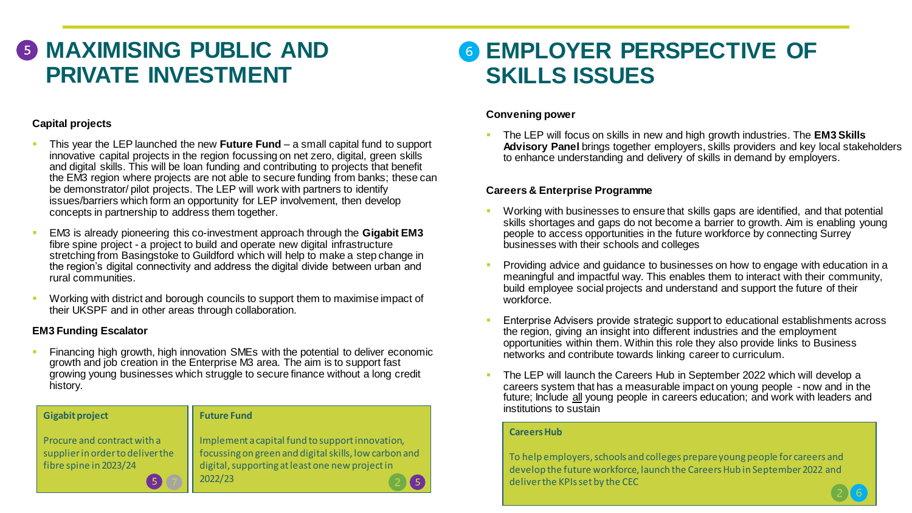# 5 MAXIMISING PUBLIC AND PRIVATE INVESTMENT

### Capital projects

- This year the LEP launched the new **Future Fund** – a small capital fund to support innovative capital projects in the region focussing on net zero, digital, green skills and digital skills. This will be loan funding and contributing to projects that benefit the EM3 region where projects are not able to secure funding from banks; these can be demonstrator/ pilot projects. The LEP will work with partners to identify issues/barriers which form an opportunity for LEP involvement, then develop concepts in partnership to address them together.
- EM3 is already pioneering this co-investment approach through the **Gigabit EM3** fibre spine project - a project to build and operate new digital infrastructure stretching from Basingstoke to Guildford which will help to make a step change in the region's digital connectivity and address the digital divide between urban and rural communities.
- Working with district and borough councils to support them to maximise impact of their UKSPF and in other areas through collaboration.

### EM3 Funding Escalator

- Financing high growth, high innovation SMEs with the potential to deliver economic growth and job creation in the Enterprise M3 area. The aim is to support fast growing young businesses which struggle to secure finance without a long credit history.

**Gigabit project**

Procure and contract with a supplier in order to deliver the fibre spine in 2023/24

5 7

**Future Fund**

Implement a capital fund to support innovation, focussing on green and digital skills, low carbon and digital, supporting at least one new project in 2022/23

2 5

# 6 EMPLOYER PERSPECTIVE OF SKILLS ISSUES

### Convening power

- The LEP will focus on skills in new and high growth industries. The **EM3 Skills Advisory Panel** brings together employers, skills providers and key local stakeholders to enhance understanding and delivery of skills in demand by employers.

### Careers & Enterprise Programme

- Working with businesses to ensure that skills gaps are identified, and that potential skills shortages and gaps do not become a barrier to growth. Aim is enabling young people to access opportunities in the future workforce by connecting Surrey businesses with their schools and colleges
- Providing advice and guidance to businesses on how to engage with education in a meaningful and impactful way. This enables them to interact with their community, build employee social projects and understand and support the future of their workforce.
- Enterprise Advisers provide strategic support to educational establishments across the region, giving an insight into different industries and the employment opportunities within them. Within this role they also provide links to Business networks and contribute towards linking career to curriculum.
- The LEP will launch the Careers Hub in September 2022 which will develop a careers system that has a measurable impact on young people - now and in the future; Include all young people in careers education; and work with leaders and institutions to sustain

**Careers Hub**

To help employers, schools and colleges prepare young people for careers and develop the future workforce, launch the Careers Hub in September 2022 and deliver the KPIs set by the CEC

2 6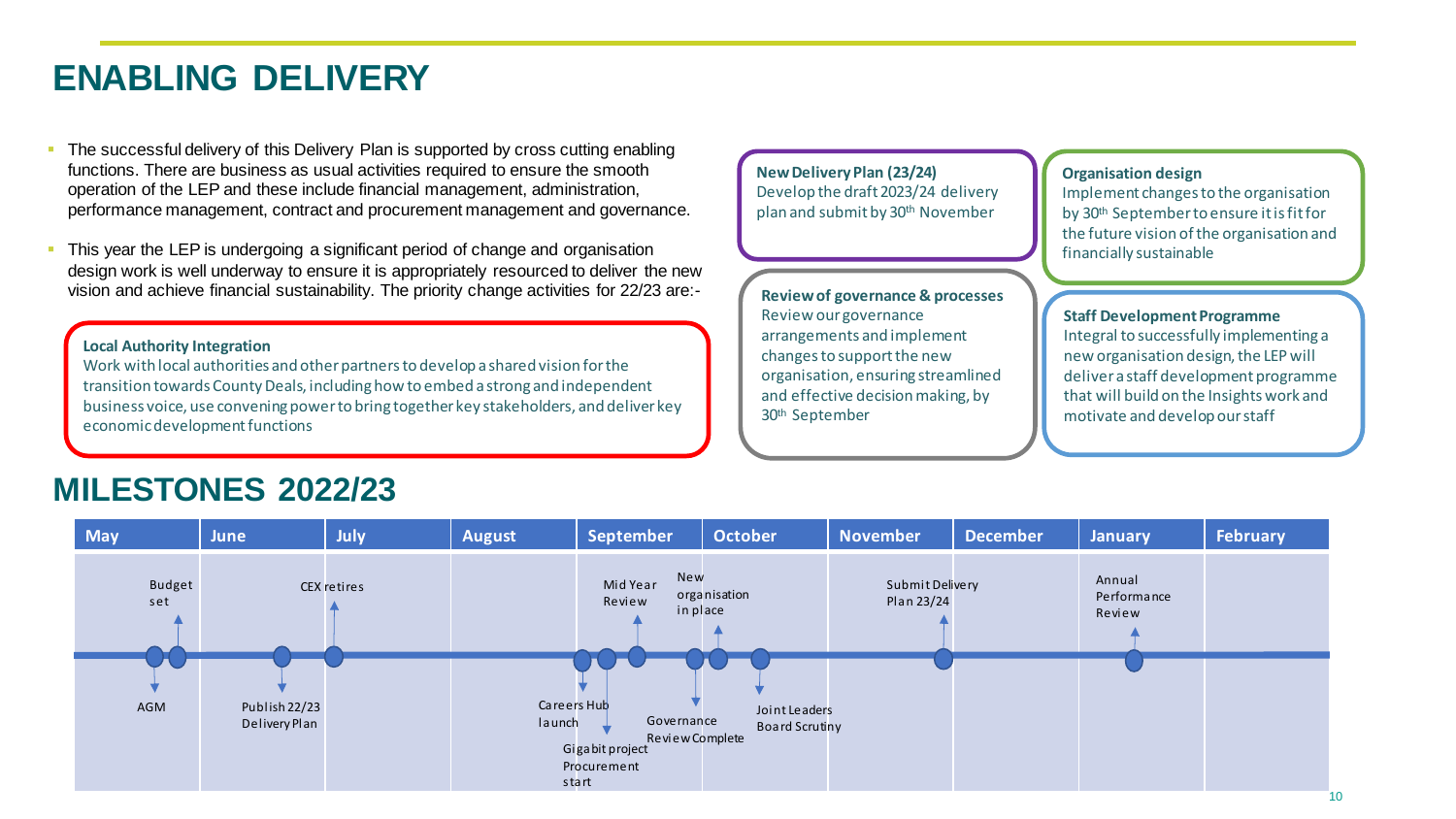# ENABLING DELIVERY

- The successful delivery of this Delivery Plan is supported by cross cutting enabling functions. There are business as usual activities required to ensure the smooth operation of the LEP and these include financial management, administration, performance management, contract and procurement management and governance.
- This year the LEP is undergoing a significant period of change and organisation design work is well underway to ensure it is appropriately resourced to deliver the new vision and achieve financial sustainability. The priority change activities for 22/23 are:-

**Local Authority Integration**
Work with local authorities and other partners to develop a shared vision for the transition towards County Deals, including how to embed a strong and independent business voice, use convening power to bring together key stakeholders, and deliver key economic development functions

**New Delivery Plan (23/24)**
Develop the draft 2023/24 delivery plan and submit by 30th November

**Review of governance & processes**
Review our governance arrangements and implement changes to support the new organisation, ensuring streamlined and effective decision making, by 30th September

**Organisation design**
Implement changes to the organisation by 30th September to ensure it is fit for the future vision of the organisation and financially sustainable

**Staff Development Programme**
Integral to successfully implementing a new organisation design, the LEP will deliver a staff development programme that will build on the Insights work and motivate and develop our staff

## MILESTONES 2022/23

| May | June | July | August | September | October | November | December | January | February |
|---|---|---|---|---|---|---|---|---|---|
| AGM; Budget set | Publish 22/23 Delivery Plan | CEX retires | | Careers Hub launch; Gigabit project Procurement start; Mid Year Review | Governance Review Complete; New organisation in place; Joint Leaders Board Scrutiny | Submit Delivery Plan 23/24 | | Annual Performance Review | |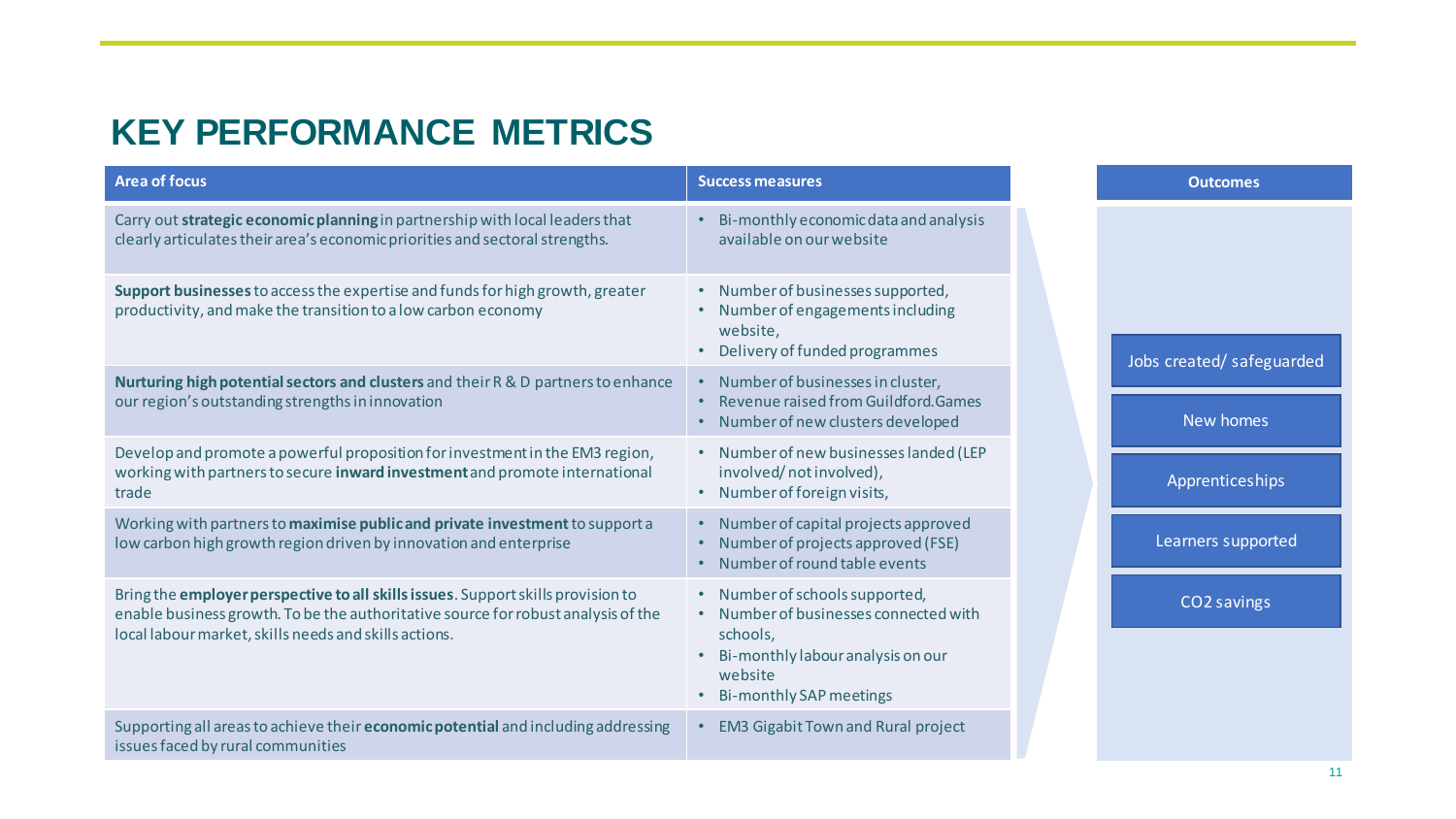# KEY PERFORMANCE METRICS

| Area of focus | Success measures |
|---|---|
| Carry out **strategic economic planning** in partnership with local leaders that clearly articulates their area's economic priorities and sectoral strengths. | • Bi-monthly economic data and analysis available on our website |
| **Support businesses** to access the expertise and funds for high growth, greater productivity, and make the transition to a low carbon economy | • Number of businesses supported,<br>• Number of engagements including website,<br>• Delivery of funded programmes |
| **Nurturing high potential sectors and clusters** and their R & D partners to enhance our region's outstanding strengths in innovation | • Number of businesses in cluster,<br>• Revenue raised from Guildford.Games<br>• Number of new clusters developed |
| Develop and promote a powerful proposition for investment in the EM3 region, working with partners to secure **inward investment** and promote international trade | • Number of new businesses landed (LEP involved/ not involved),<br>• Number of foreign visits, |
| Working with partners to **maximise public and private investment** to support a low carbon high growth region driven by innovation and enterprise | • Number of capital projects approved<br>• Number of projects approved (FSE)<br>• Number of round table events |
| Bring the **employer perspective to all skills issues**. Support skills provision to enable business growth. To be the authoritative source for robust analysis of the local labour market, skills needs and skills actions. | • Number of schools supported,<br>• Number of businesses connected with schools,<br>• Bi-monthly labour analysis on our website<br>• Bi-monthly SAP meetings |
| Supporting all areas to achieve their **economic potential** and including addressing issues faced by rural communities | • EM3 Gigabit Town and Rural project |

**Outcomes**

- Jobs created/ safeguarded
- New homes
- Apprenticeships
- Learners supported
- $CO_2$ savings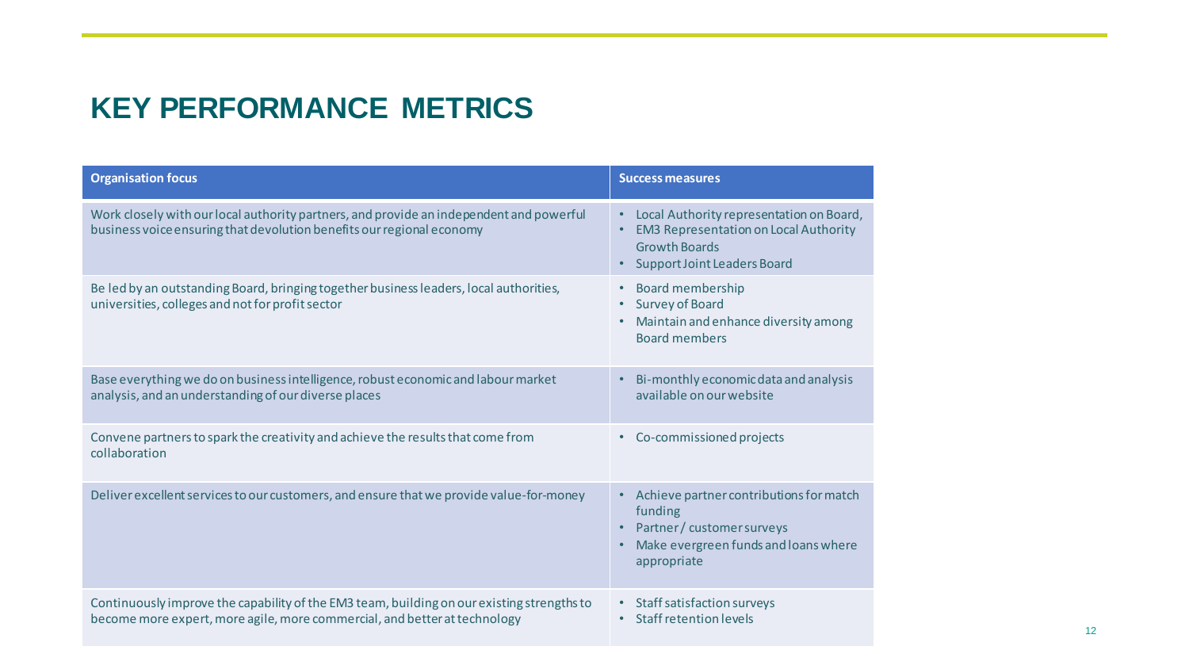# KEY PERFORMANCE METRICS

| Organisation focus | Success measures |
|---|---|
| Work closely with our local authority partners, and provide an independent and powerful business voice ensuring that devolution benefits our regional economy | • Local Authority representation on Board,<br>• EM3 Representation on Local Authority Growth Boards<br>• Support Joint Leaders Board |
| Be led by an outstanding Board, bringing together business leaders, local authorities, universities, colleges and not for profit sector | • Board membership<br>• Survey of Board<br>• Maintain and enhance diversity among Board members |
| Base everything we do on business intelligence, robust economic and labour market analysis, and an understanding of our diverse places | • Bi-monthly economic data and analysis available on our website |
| Convene partners to spark the creativity and achieve the results that come from collaboration | • Co-commissioned projects |
| Deliver excellent services to our customers, and ensure that we provide value-for-money | • Achieve partner contributions for match funding<br>• Partner / customer surveys<br>• Make evergreen funds and loans where appropriate |
| Continuously improve the capability of the EM3 team, building on our existing strengths to become more expert, more agile, more commercial, and better at technology | • Staff satisfaction surveys<br>• Staff retention levels |